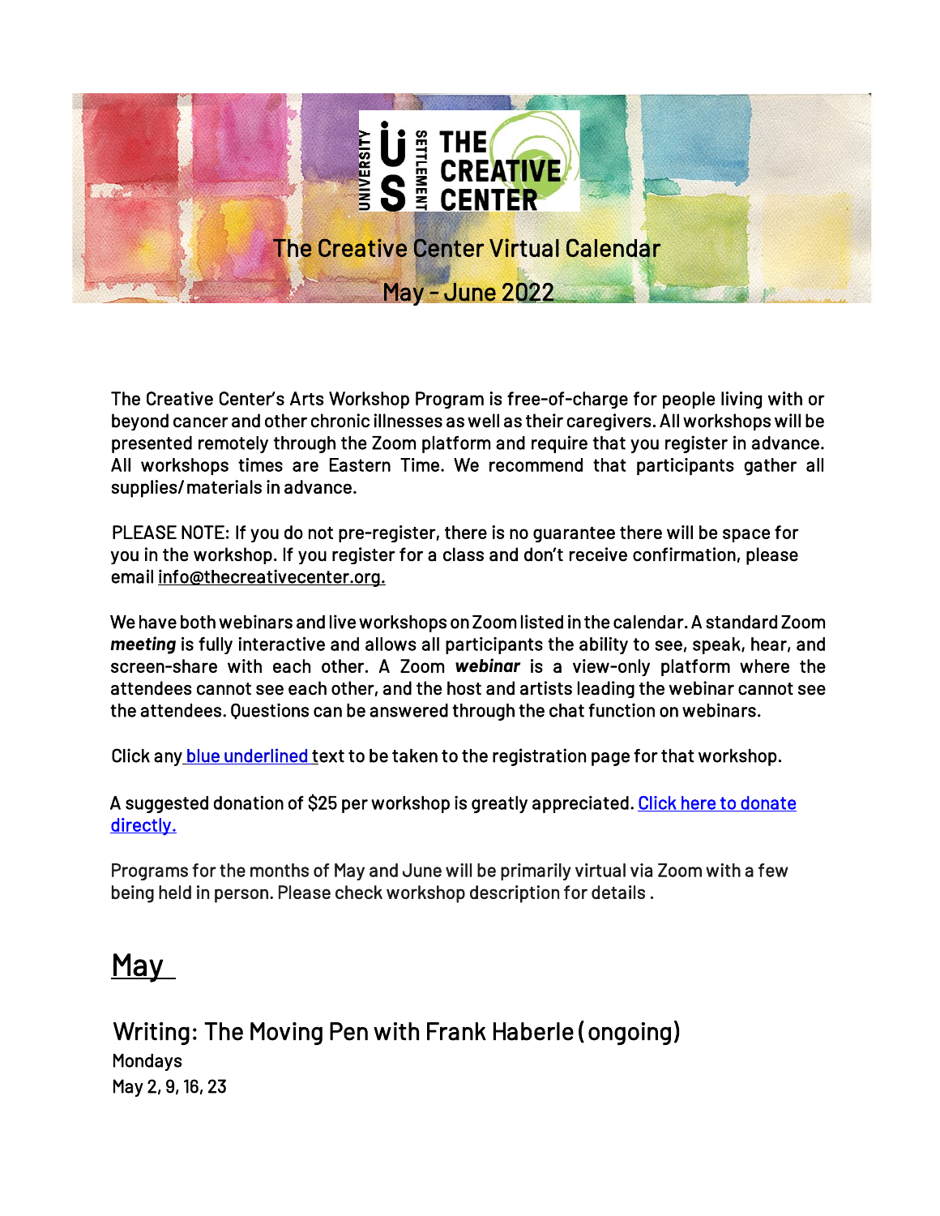# The Creative Center Virtual Calendar

## May - June 2022

The Creative Center's Arts Workshop Program is free-of-charge for people living with or beyond cancer and other chronic illnesses as well as their caregivers. All workshops will be presented remotely through the Zoom platform and require that you register in advance. All workshops times are Eastern Time. We recommend that participants gather all supplies/ materials in advance.

PLEASE NOTE: If you do not pre-register, there is no guarantee there will be space for you in the workshop. If you register for a class and don't receive confirmation, please email info@thecreativecenter.org.

We have both webinars and live workshops on Zoom listed in the calendar. A standard Zoom ***meeting*** is fully interactive and allows all participants the ability to see, speak, hear, and screen-share with each other. A Zoom ***webinar*** is a view-only platform where the attendees cannot see each other, and the host and artists leading the webinar cannot see the attendees. Questions can be answered through the chat function on webinars.

Click any blue underlined text to be taken to the registration page for that workshop.

A suggested donation of $25 per workshop is greatly appreciated. Click here to donate directly.

Programs for the months of May and June will be primarily virtual via Zoom with a few being held in person. Please check workshop description for details .

# May

## Writing: The Moving Pen with Frank Haberle (ongoing)

Mondays
May 2, 9, 16, 23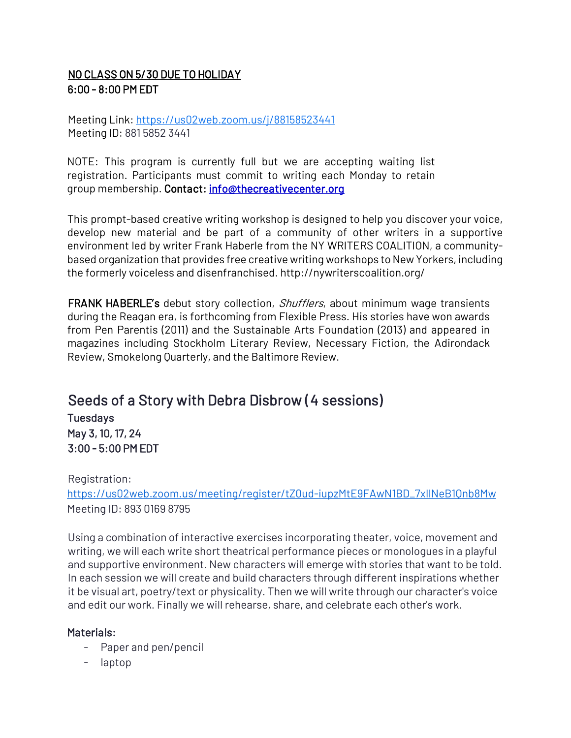<u>**NO CLASS ON 5/30 DUE TO HOLIDAY**</u>
**6:00 - 8:00 PM EDT**

Meeting Link: https://us02web.zoom.us/j/88158523441
Meeting ID: 881 5852 3441

NOTE: This program is currently full but we are accepting waiting list registration. Participants must commit to writing each Monday to retain group membership. **Contact:** info@thecreativecenter.org

This prompt-based creative writing workshop is designed to help you discover your voice, develop new material and be part of a community of other writers in a supportive environment led by writer Frank Haberle from the NY WRITERS COALITION, a community-based organization that provides free creative writing workshops to New Yorkers, including the formerly voiceless and disenfranchised. http://nywriterscoalition.org/

**FRANK HABERLE's** debut story collection, *Shufflers*, about minimum wage transients during the Reagan era, is forthcoming from Flexible Press. His stories have won awards from Pen Parentis (2011) and the Sustainable Arts Foundation (2013) and appeared in magazines including Stockholm Literary Review, Necessary Fiction, the Adirondack Review, Smokelong Quarterly, and the Baltimore Review.

## Seeds of a Story with Debra Disbrow (4 sessions)

**Tuesdays**
**May 3, 10, 17, 24**
**3:00 - 5:00 PM EDT**

Registration:
https://us02web.zoom.us/meeting/register/tZ0ud-iupzMtE9FAwN1BD_7xIlNeB1Qnb8Mw
Meeting ID: 893 0169 8795

Using a combination of interactive exercises incorporating theater, voice, movement and writing, we will each write short theatrical performance pieces or monologues in a playful and supportive environment. New characters will emerge with stories that want to be told. In each session we will create and build characters through different inspirations whether it be visual art, poetry/text or physicality. Then we will write through our character's voice and edit our work. Finally we will rehearse, share, and celebrate each other's work.

**Materials:**

- Paper and pen/pencil
- laptop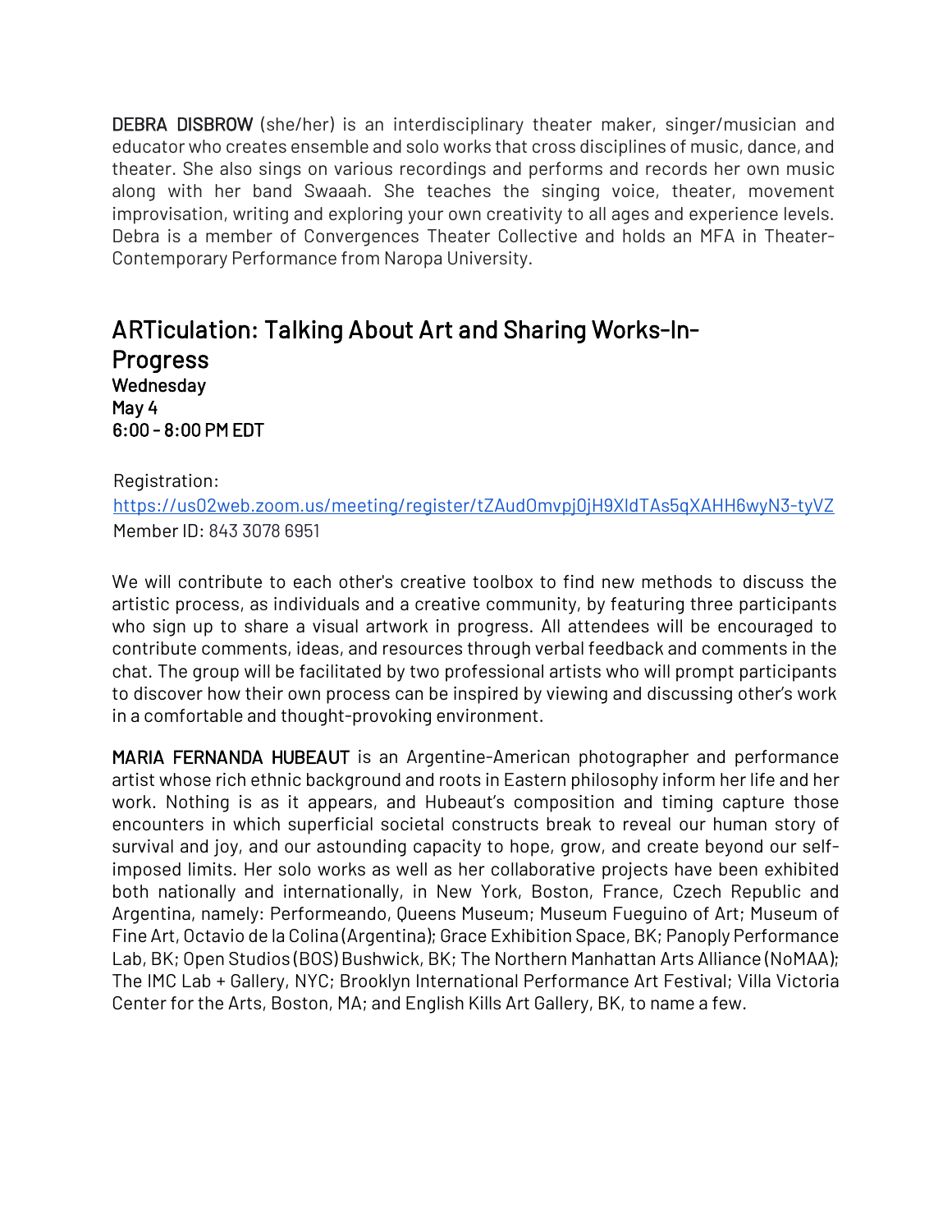**DEBRA DISBROW** (she/her) is an interdisciplinary theater maker, singer/musician and educator who creates ensemble and solo works that cross disciplines of music, dance, and theater. She also sings on various recordings and performs and records her own music along with her band Swaaah. She teaches the singing voice, theater, movement improvisation, writing and exploring your own creativity to all ages and experience levels. Debra is a member of Convergences Theater Collective and holds an MFA in Theater-Contemporary Performance from Naropa University.

## ARTiculation: Talking About Art and Sharing Works-In-Progress

**Wednesday**
**May 4**
**6:00 - 8:00 PM EDT**

Registration:
https://us02web.zoom.us/meeting/register/tZAudOmvpj0jH9XldTAs5qXAHH6wyN3-tyVZ
Member ID: 843 3078 6951

We will contribute to each other's creative toolbox to find new methods to discuss the artistic process, as individuals and a creative community, by featuring three participants who sign up to share a visual artwork in progress. All attendees will be encouraged to contribute comments, ideas, and resources through verbal feedback and comments in the chat. The group will be facilitated by two professional artists who will prompt participants to discover how their own process can be inspired by viewing and discussing other's work in a comfortable and thought-provoking environment.

**MARIA FERNANDA HUBEAUT** is an Argentine-American photographer and performance artist whose rich ethnic background and roots in Eastern philosophy inform her life and her work. Nothing is as it appears, and Hubeaut's composition and timing capture those encounters in which superficial societal constructs break to reveal our human story of survival and joy, and our astounding capacity to hope, grow, and create beyond our self-imposed limits. Her solo works as well as her collaborative projects have been exhibited both nationally and internationally, in New York, Boston, France, Czech Republic and Argentina, namely: Performeando, Queens Museum; Museum Fueguino of Art; Museum of Fine Art, Octavio de la Colina (Argentina); Grace Exhibition Space, BK; Panoply Performance Lab, BK; Open Studios (BOS) Bushwick, BK; The Northern Manhattan Arts Alliance (NoMAA); The IMC Lab + Gallery, NYC; Brooklyn International Performance Art Festival; Villa Victoria Center for the Arts, Boston, MA; and English Kills Art Gallery, BK, to name a few.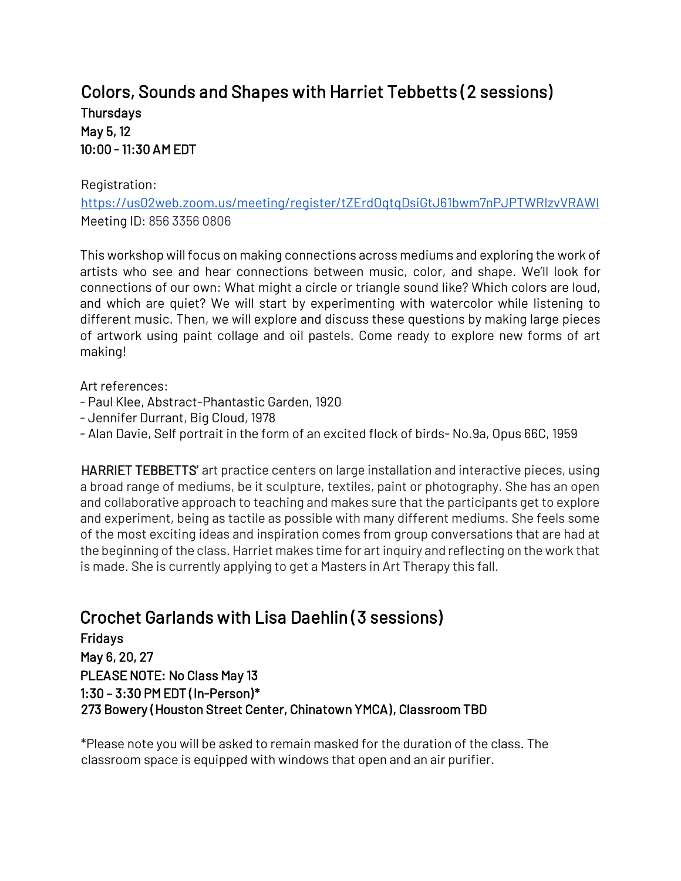## Colors, Sounds and Shapes with Harriet Tebbetts (2 sessions)

**Thursdays**
**May 5, 12**
**10:00 – 11:30 AM EDT**

Registration:
https://us02web.zoom.us/meeting/register/tZErdOqtqDsiGtJ61bwm7nPJPTWRIzvVRAWI
Meeting ID: 856 3356 0806

This workshop will focus on making connections across mediums and exploring the work of artists who see and hear connections between music, color, and shape. We'll look for connections of our own: What might a circle or triangle sound like? Which colors are loud, and which are quiet? We will start by experimenting with watercolor while listening to different music. Then, we will explore and discuss these questions by making large pieces of artwork using paint collage and oil pastels. Come ready to explore new forms of art making!

Art references:
- Paul Klee, Abstract-Phantastic Garden, 1920
- Jennifer Durrant, Big Cloud, 1978
- Alan Davie, Self portrait in the form of an excited flock of birds- No.9a, Opus 66C, 1959

**HARRIET TEBBETTS'** art practice centers on large installation and interactive pieces, using a broad range of mediums, be it sculpture, textiles, paint or photography. She has an open and collaborative approach to teaching and makes sure that the participants get to explore and experiment, being as tactile as possible with many different mediums. She feels some of the most exciting ideas and inspiration comes from group conversations that are had at the beginning of the class. Harriet makes time for art inquiry and reflecting on the work that is made. She is currently applying to get a Masters in Art Therapy this fall.

## Crochet Garlands with Lisa Daehlin (3 sessions)

**Fridays**
**May 6, 20, 27**
**PLEASE NOTE: No Class May 13**
**1:30 – 3:30 PM EDT (In-Person)***
**273 Bowery (Houston Street Center, Chinatown YMCA), Classroom TBD**

*Please note you will be asked to remain masked for the duration of the class. The classroom space is equipped with windows that open and an air purifier.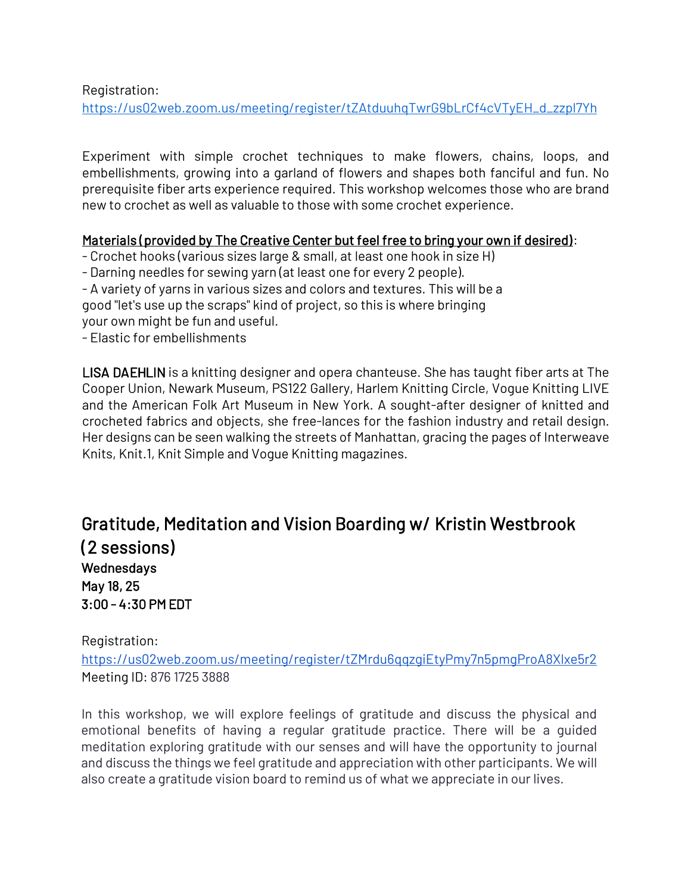Registration:
https://us02web.zoom.us/meeting/register/tZAtduuhqTwrG9bLrCf4cVTyEH_d_zzpl7Yh

Experiment with simple crochet techniques to make flowers, chains, loops, and embellishments, growing into a garland of flowers and shapes both fanciful and fun. No prerequisite fiber arts experience required. This workshop welcomes those who are brand new to crochet as well as valuable to those with some crochet experience.

Materials (provided by The Creative Center but feel free to bring your own if desired):
- Crochet hooks (various sizes large & small, at least one hook in size H)
- Darning needles for sewing yarn (at least one for every 2 people).
- A variety of yarns in various sizes and colors and textures. This will be a good "let's use up the scraps" kind of project, so this is where bringing your own might be fun and useful.
- Elastic for embellishments

**LISA DAEHLIN** is a knitting designer and opera chanteuse. She has taught fiber arts at The Cooper Union, Newark Museum, PS122 Gallery, Harlem Knitting Circle, Vogue Knitting LIVE and the American Folk Art Museum in New York. A sought-after designer of knitted and crocheted fabrics and objects, she free-lances for the fashion industry and retail design. Her designs can be seen walking the streets of Manhattan, gracing the pages of Interweave Knits, Knit.1, Knit Simple and Vogue Knitting magazines.

## Gratitude, Meditation and Vision Boarding w/ Kristin Westbrook (2 sessions)

**Wednesdays**
**May 18, 25**
**3:00 - 4:30 PM EDT**

Registration:
https://us02web.zoom.us/meeting/register/tZMrdu6qqzgiEtyPmy7n5pmgProA8Xlxe5r2
Meeting ID: 876 1725 3888

In this workshop, we will explore feelings of gratitude and discuss the physical and emotional benefits of having a regular gratitude practice. There will be a guided meditation exploring gratitude with our senses and will have the opportunity to journal and discuss the things we feel gratitude and appreciation with other participants. We will also create a gratitude vision board to remind us of what we appreciate in our lives.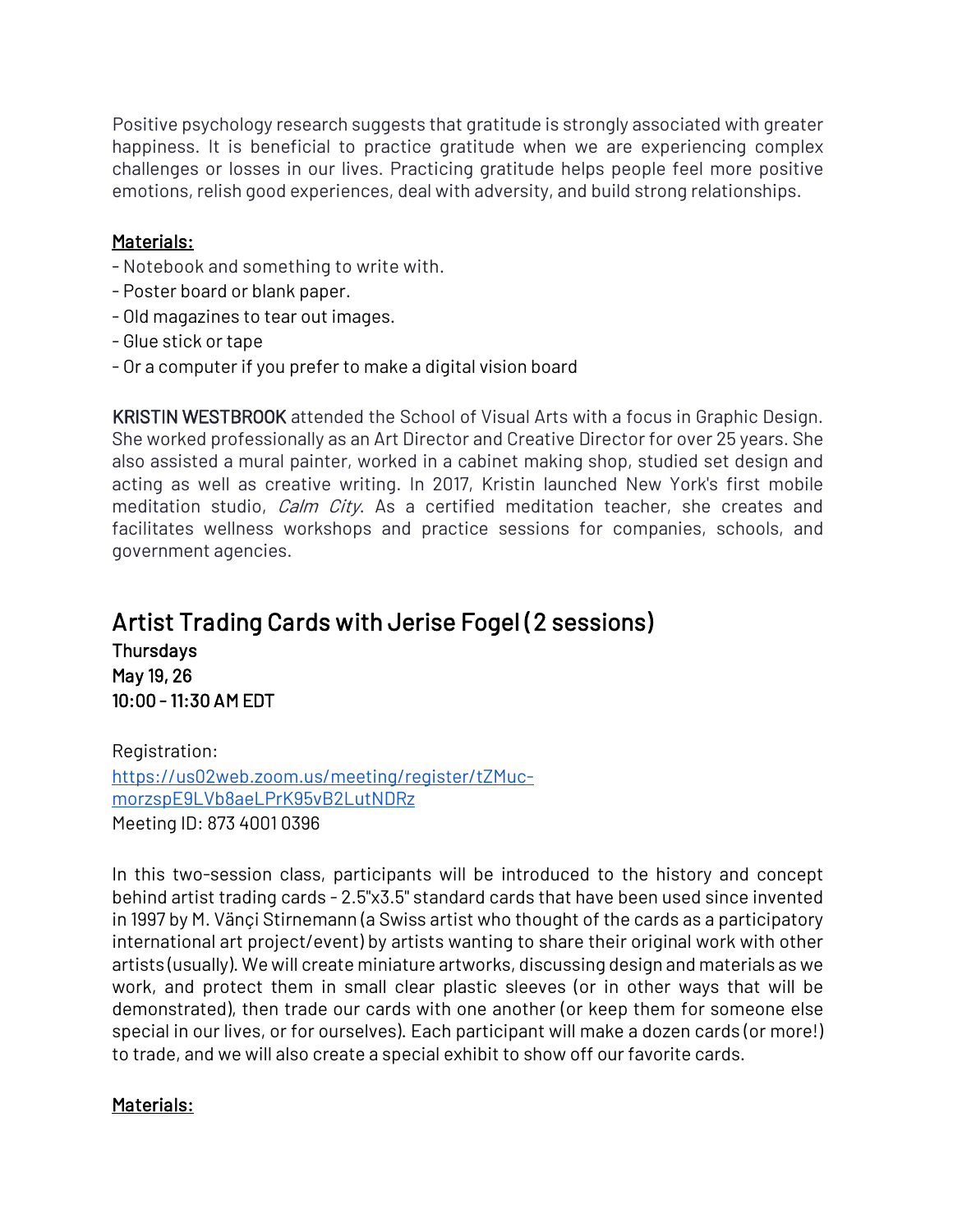Positive psychology research suggests that gratitude is strongly associated with greater happiness. It is beneficial to practice gratitude when we are experiencing complex challenges or losses in our lives. Practicing gratitude helps people feel more positive emotions, relish good experiences, deal with adversity, and build strong relationships.

**Materials:**

- Notebook and something to write with.
- Poster board or blank paper.
- Old magazines to tear out images.
- Glue stick or tape
- Or a computer if you prefer to make a digital vision board

KRISTIN WESTBROOK attended the School of Visual Arts with a focus in Graphic Design. She worked professionally as an Art Director and Creative Director for over 25 years. She also assisted a mural painter, worked in a cabinet making shop, studied set design and acting as well as creative writing. In 2017, Kristin launched New York's first mobile meditation studio, *Calm City*. As a certified meditation teacher, she creates and facilitates wellness workshops and practice sessions for companies, schools, and government agencies.

## Artist Trading Cards with Jerise Fogel (2 sessions)

**Thursdays**
**May 19, 26**
**10:00 - 11:30 AM EDT**

Registration:
[https://us02web.zoom.us/meeting/register/tZMuc-morzspE9LVb8aeLPrK95vB2LutNDRz](https://us02web.zoom.us/meeting/register/tZMuc-morzspE9LVb8aeLPrK95vB2LutNDRz)
Meeting ID: 873 4001 0396

In this two-session class, participants will be introduced to the history and concept behind artist trading cards - 2.5"x3.5" standard cards that have been used since invented in 1997 by M. Vänçi Stirnemann (a Swiss artist who thought of the cards as a participatory international art project/event) by artists wanting to share their original work with other artists (usually). We will create miniature artworks, discussing design and materials as we work, and protect them in small clear plastic sleeves (or in other ways that will be demonstrated), then trade our cards with one another (or keep them for someone else special in our lives, or for ourselves). Each participant will make a dozen cards (or more!) to trade, and we will also create a special exhibit to show off our favorite cards.

**Materials:**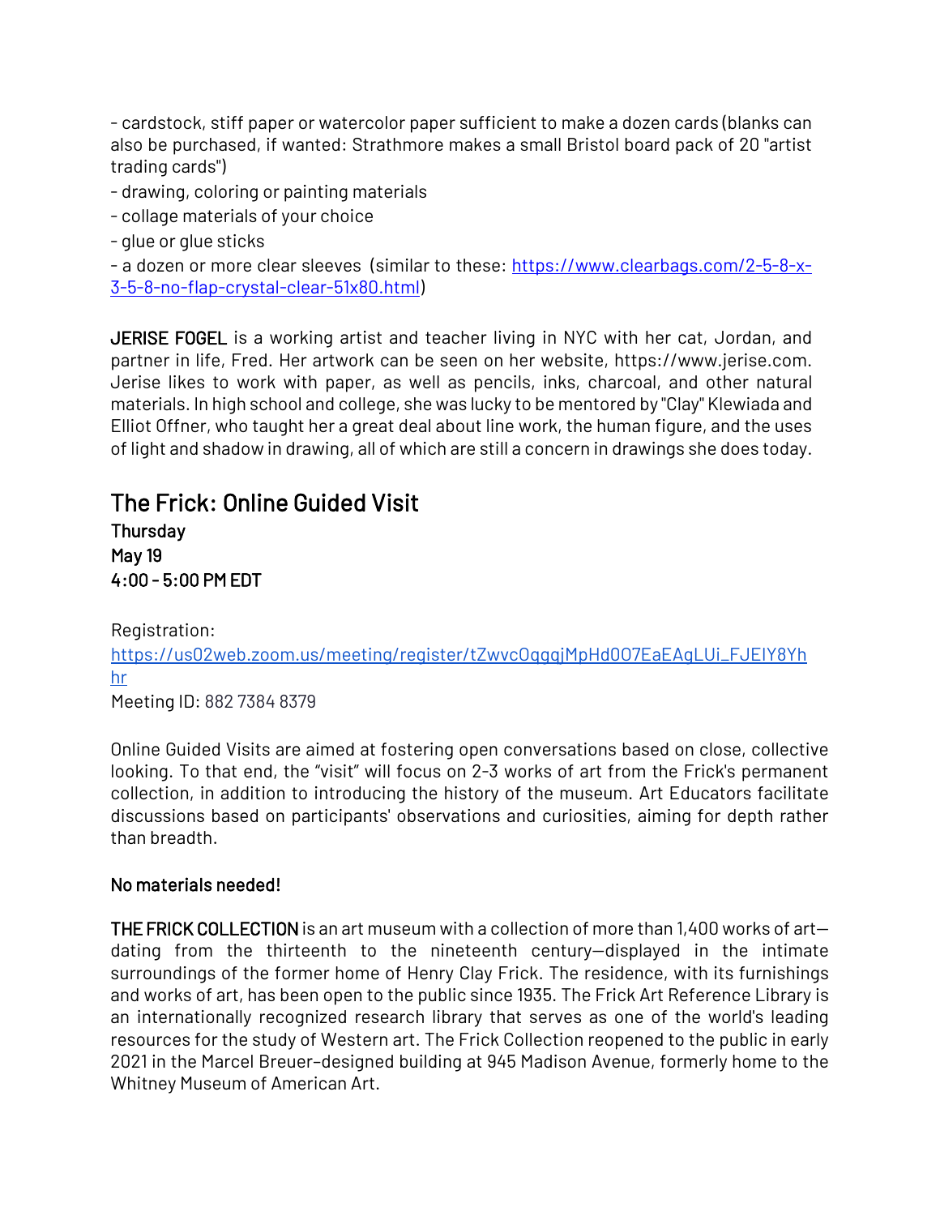- cardstock, stiff paper or watercolor paper sufficient to make a dozen cards (blanks can also be purchased, if wanted: Strathmore makes a small Bristol board pack of 20 "artist trading cards")
- drawing, coloring or painting materials
- collage materials of your choice
- glue or glue sticks
- a dozen or more clear sleeves (similar to these: [https://www.clearbags.com/2-5-8-x-3-5-8-no-flap-crystal-clear-51x80.html](https://www.clearbags.com/2-5-8-x-3-5-8-no-flap-crystal-clear-51x80.html))

**JERISE FOGEL** is a working artist and teacher living in NYC with her cat, Jordan, and partner in life, Fred. Her artwork can be seen on her website, https://www.jerise.com. Jerise likes to work with paper, as well as pencils, inks, charcoal, and other natural materials. In high school and college, she was lucky to be mentored by "Clay" Klewiada and Elliot Offner, who taught her a great deal about line work, the human figure, and the uses of light and shadow in drawing, all of which are still a concern in drawings she does today.

## The Frick: Online Guided Visit

**Thursday**
**May 19**
**4:00 - 5:00 PM EDT**

Registration: [https://us02web.zoom.us/meeting/register/tZwvcOqgqjMpHd0O7EaEAgLUi_FJEIY8Yhhr](https://us02web.zoom.us/meeting/register/tZwvcOqgqjMpHd0O7EaEAgLUi_FJEIY8Yhhr)
Meeting ID: 882 7384 8379

Online Guided Visits are aimed at fostering open conversations based on close, collective looking. To that end, the "visit" will focus on 2-3 works of art from the Frick's permanent collection, in addition to introducing the history of the museum. Art Educators facilitate discussions based on participants' observations and curiosities, aiming for depth rather than breadth.

**No materials needed!**

**THE FRICK COLLECTION** is an art museum with a collection of more than 1,400 works of art—dating from the thirteenth to the nineteenth century—displayed in the intimate surroundings of the former home of Henry Clay Frick. The residence, with its furnishings and works of art, has been open to the public since 1935. The Frick Art Reference Library is an internationally recognized research library that serves as one of the world's leading resources for the study of Western art. The Frick Collection reopened to the public in early 2021 in the Marcel Breuer-designed building at 945 Madison Avenue, formerly home to the Whitney Museum of American Art.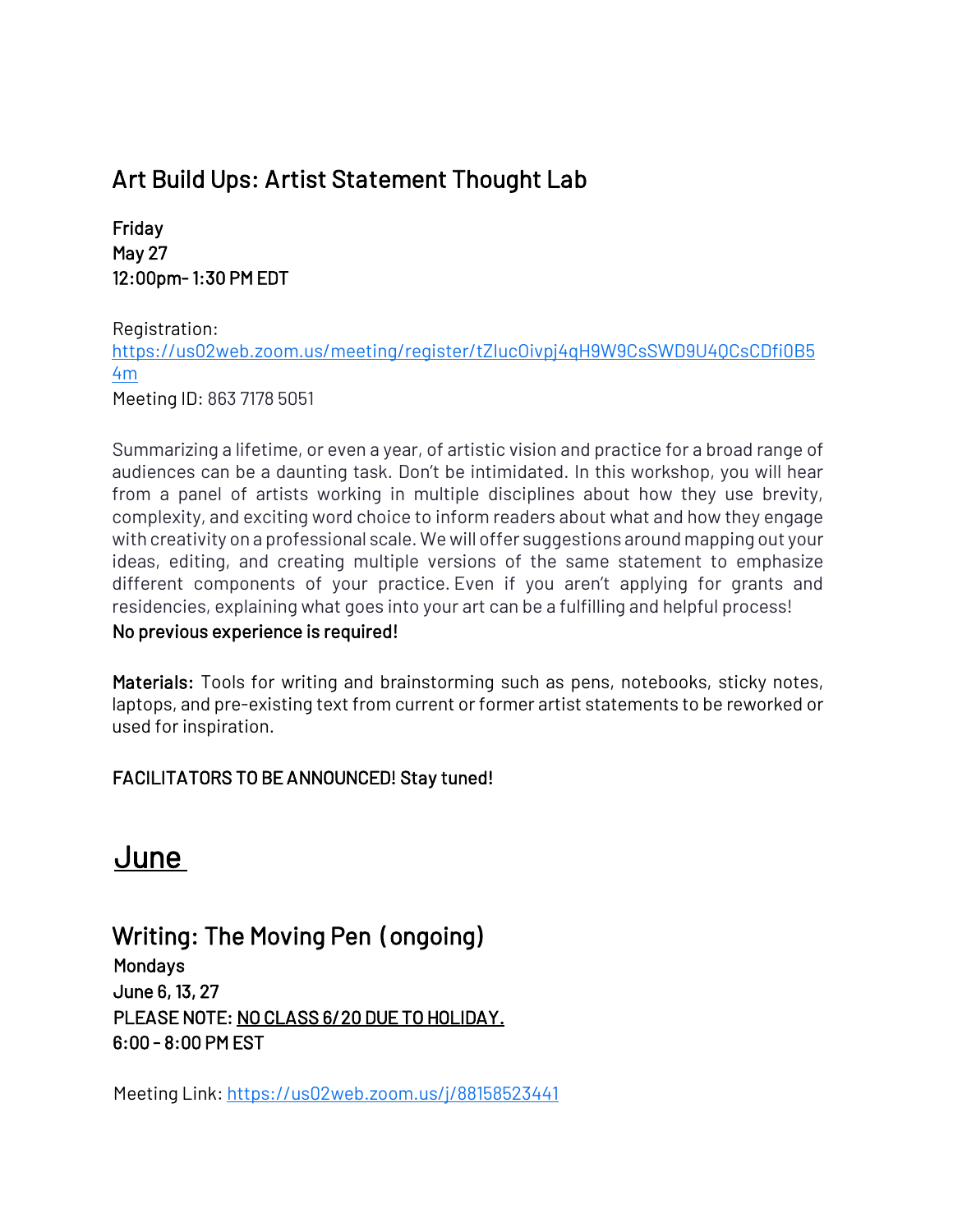## Art Build Ups: Artist Statement Thought Lab

**Friday**
**May 27**
**12:00pm- 1:30 PM EDT**

Registration:
https://us02web.zoom.us/meeting/register/tZIucOivpj4qH9W9CsSWD9U4QCsCDfi0B54m
Meeting ID: 863 7178 5051

Summarizing a lifetime, or even a year, of artistic vision and practice for a broad range of audiences can be a daunting task. Don't be intimidated. In this workshop, you will hear from a panel of artists working in multiple disciplines about how they use brevity, complexity, and exciting word choice to inform readers about what and how they engage with creativity on a professional scale. We will offer suggestions around mapping out your ideas, editing, and creating multiple versions of the same statement to emphasize different components of your practice. Even if you aren't applying for grants and residencies, explaining what goes into your art can be a fulfilling and helpful process!
**No previous experience is required!**

**Materials:** Tools for writing and brainstorming such as pens, notebooks, sticky notes, laptops, and pre-existing text from current or former artist statements to be reworked or used for inspiration.

**FACILITATORS TO BE ANNOUNCED! Stay tuned!**

# June

## Writing: The Moving Pen (ongoing)

**Mondays**
**June 6, 13, 27**
**PLEASE NOTE: NO CLASS 6/20 DUE TO HOLIDAY.**
**6:00 - 8:00 PM EST**

Meeting Link: https://us02web.zoom.us/j/88158523441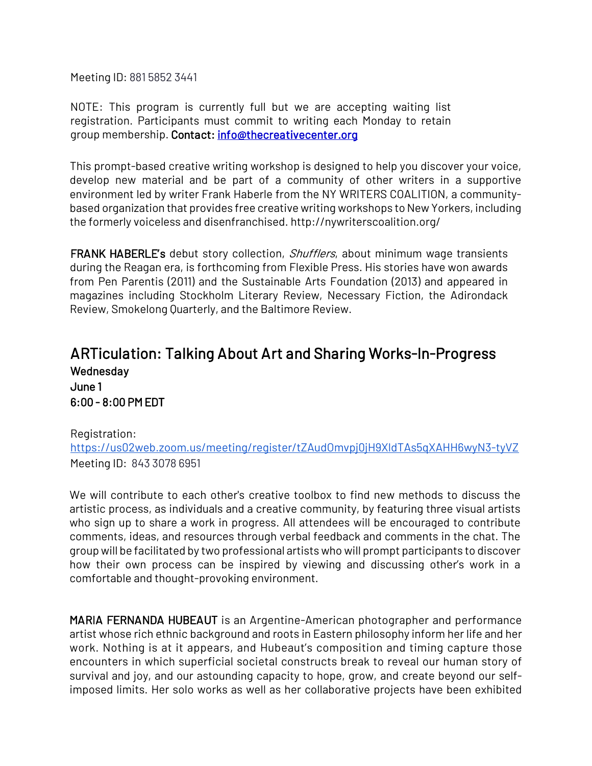Meeting ID: 881 5852 3441

NOTE: This program is currently full but we are accepting waiting list registration. Participants must commit to writing each Monday to retain group membership. **Contact:** [info@thecreativecenter.org](mailto:info@thecreativecenter.org)

This prompt-based creative writing workshop is designed to help you discover your voice, develop new material and be part of a community of other writers in a supportive environment led by writer Frank Haberle from the NY WRITERS COALITION, a community-based organization that provides free creative writing workshops to New Yorkers, including the formerly voiceless and disenfranchised. http://nywriterscoalition.org/

**FRANK HABERLE's** debut story collection, *Shufflers*, about minimum wage transients during the Reagan era, is forthcoming from Flexible Press. His stories have won awards from Pen Parentis (2011) and the Sustainable Arts Foundation (2013) and appeared in magazines including Stockholm Literary Review, Necessary Fiction, the Adirondack Review, Smokelong Quarterly, and the Baltimore Review.

## ARTiculation: Talking About Art and Sharing Works-In-Progress

**Wednesday**
**June 1**
**6:00 - 8:00 PM EDT**

Registration:
[https://us02web.zoom.us/meeting/register/tZAudOmvpj0jH9XldTAs5qXAHH6wyN3-tyVZ](https://us02web.zoom.us/meeting/register/tZAudOmvpj0jH9XldTAs5qXAHH6wyN3-tyVZ)
Meeting ID: 843 3078 6951

We will contribute to each other's creative toolbox to find new methods to discuss the artistic process, as individuals and a creative community, by featuring three visual artists who sign up to share a work in progress. All attendees will be encouraged to contribute comments, ideas, and resources through verbal feedback and comments in the chat. The group will be facilitated by two professional artists who will prompt participants to discover how their own process can be inspired by viewing and discussing other's work in a comfortable and thought-provoking environment.

**MARIA FERNANDA HUBEAUT** is an Argentine-American photographer and performance artist whose rich ethnic background and roots in Eastern philosophy inform her life and her work. Nothing is at it appears, and Hubeaut's composition and timing capture those encounters in which superficial societal constructs break to reveal our human story of survival and joy, and our astounding capacity to hope, grow, and create beyond our self-imposed limits. Her solo works as well as her collaborative projects have been exhibited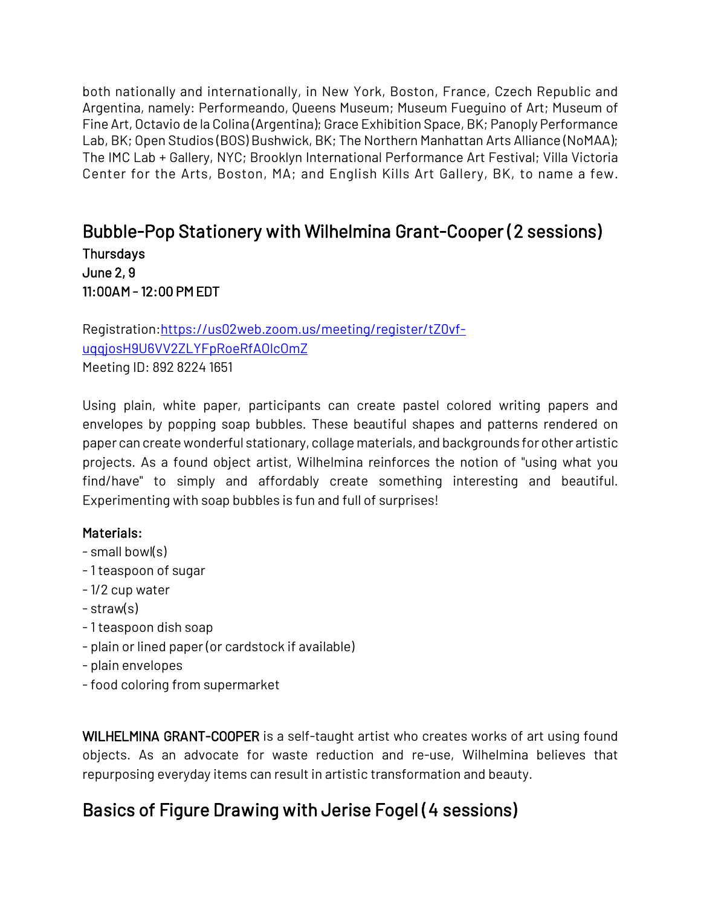both nationally and internationally, in New York, Boston, France, Czech Republic and Argentina, namely: Performeando, Queens Museum; Museum Fueguino of Art; Museum of Fine Art, Octavio de la Colina (Argentina); Grace Exhibition Space, BK; Panoply Performance Lab, BK; Open Studios (BOS) Bushwick, BK; The Northern Manhattan Arts Alliance (NoMAA); The IMC Lab + Gallery, NYC; Brooklyn International Performance Art Festival; Villa Victoria Center for the Arts, Boston, MA; and English Kills Art Gallery, BK, to name a few.

## Bubble-Pop Stationery with Wilhelmina Grant-Cooper (2 sessions)

Thursdays
June 2, 9
11:00AM - 12:00 PM EDT

Registration: [https://us02web.zoom.us/meeting/register/tZ0vf-uqqjosH9U6VV2ZLYFpRoeRfAOIcOmZ](https://us02web.zoom.us/meeting/register/tZ0vf-uqqjosH9U6VV2ZLYFpRoeRfAOIcOmZ)
Meeting ID: 892 8224 1651

Using plain, white paper, participants can create pastel colored writing papers and envelopes by popping soap bubbles. These beautiful shapes and patterns rendered on paper can create wonderful stationary, collage materials, and backgrounds for other artistic projects. As a found object artist, Wilhelmina reinforces the notion of "using what you find/have" to simply and affordably create something interesting and beautiful. Experimenting with soap bubbles is fun and full of surprises!

**Materials:**

- small bowl(s)
- 1 teaspoon of sugar
- 1/2 cup water
- straw(s)
- 1 teaspoon dish soap
- plain or lined paper (or cardstock if available)
- plain envelopes
- food coloring from supermarket

**WILHELMINA GRANT-COOPER** is a self-taught artist who creates works of art using found objects. As an advocate for waste reduction and re-use, Wilhelmina believes that repurposing everyday items can result in artistic transformation and beauty.

## Basics of Figure Drawing with Jerise Fogel (4 sessions)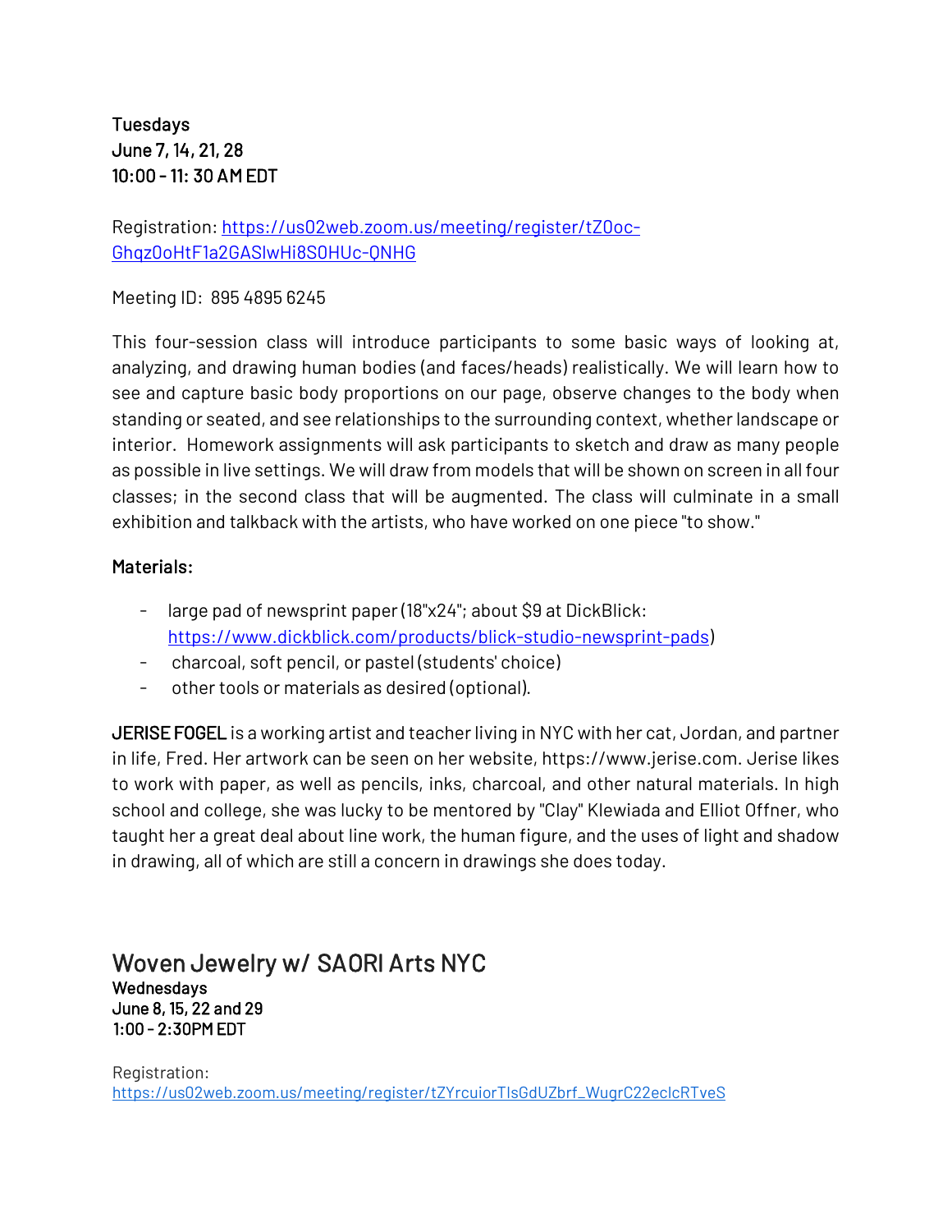**Tuesdays**
**June 7, 14, 21, 28**
**10:00 - 11: 30 AM EDT**

Registration: [https://us02web.zoom.us/meeting/register/tZ0oc-Ghqz0oHtF1a2GASIwHi8S0HUc-QNHG](https://us02web.zoom.us/meeting/register/tZ0oc-Ghqz0oHtF1a2GASIwHi8S0HUc-QNHG)

Meeting ID: 895 4895 6245

This four-session class will introduce participants to some basic ways of looking at, analyzing, and drawing human bodies (and faces/heads) realistically. We will learn how to see and capture basic body proportions on our page, observe changes to the body when standing or seated, and see relationships to the surrounding context, whether landscape or interior. Homework assignments will ask participants to sketch and draw as many people as possible in live settings. We will draw from models that will be shown on screen in all four classes; in the second class that will be augmented. The class will culminate in a small exhibition and talkback with the artists, who have worked on one piece "to show."

**Materials:**

- large pad of newsprint paper (18"x24"; about $9 at DickBlick: [https://www.dickblick.com/products/blick-studio-newsprint-pads](https://www.dickblick.com/products/blick-studio-newsprint-pads))
- charcoal, soft pencil, or pastel (students' choice)
- other tools or materials as desired (optional).

**JERISE FOGEL** is a working artist and teacher living in NYC with her cat, Jordan, and partner in life, Fred. Her artwork can be seen on her website, https://www.jerise.com. Jerise likes to work with paper, as well as pencils, inks, charcoal, and other natural materials. In high school and college, she was lucky to be mentored by "Clay" Klewiada and Elliot Offner, who taught her a great deal about line work, the human figure, and the uses of light and shadow in drawing, all of which are still a concern in drawings she does today.

## Woven Jewelry w/ SAORI Arts NYC

**Wednesdays**
**June 8, 15, 22 and 29**
**1:00 - 2:30PM EDT**

Registration:
[https://us02web.zoom.us/meeting/register/tZYrcuiorTIsGdUZbrf_WugrC22eclcRTveS](https://us02web.zoom.us/meeting/register/tZYrcuiorTIsGdUZbrf_WugrC22eclcRTveS)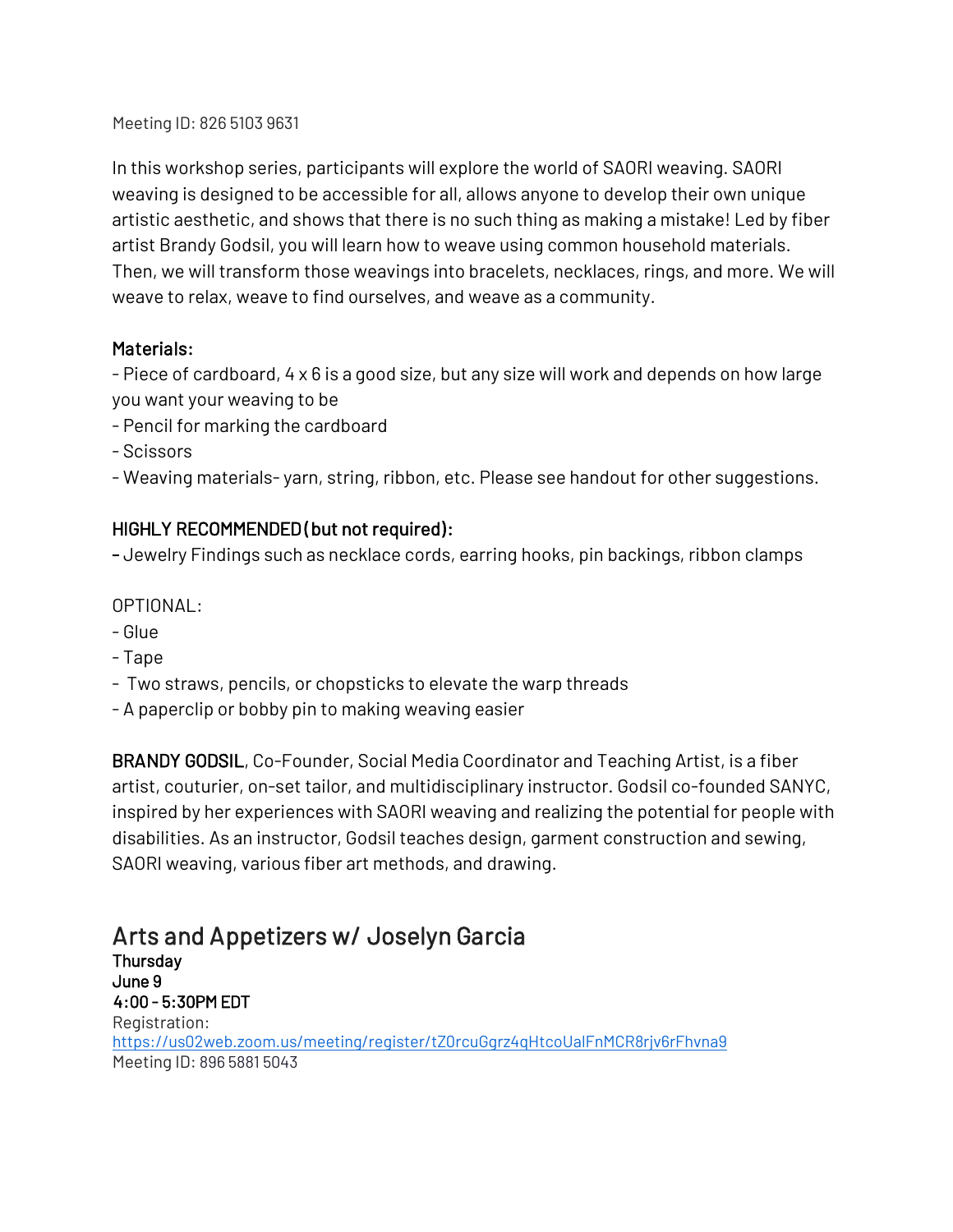Meeting ID: 826 5103 9631

In this workshop series, participants will explore the world of SAORI weaving. SAORI weaving is designed to be accessible for all, allows anyone to develop their own unique artistic aesthetic, and shows that there is no such thing as making a mistake! Led by fiber artist Brandy Godsil, you will learn how to weave using common household materials. Then, we will transform those weavings into bracelets, necklaces, rings, and more. We will weave to relax, weave to find ourselves, and weave as a community.

**Materials:**

- Piece of cardboard, 4 x 6 is a good size, but any size will work and depends on how large you want your weaving to be
- Pencil for marking the cardboard
- Scissors
- Weaving materials- yarn, string, ribbon, etc. Please see handout for other suggestions.

**HIGHLY RECOMMENDED (but not required):**

- Jewelry Findings such as necklace cords, earring hooks, pin backings, ribbon clamps

OPTIONAL:

- Glue
- Tape
- Two straws, pencils, or chopsticks to elevate the warp threads
- A paperclip or bobby pin to making weaving easier

**BRANDY GODSIL**, Co-Founder, Social Media Coordinator and Teaching Artist, is a fiber artist, couturier, on-set tailor, and multidisciplinary instructor. Godsil co-founded SANYC, inspired by her experiences with SAORI weaving and realizing the potential for people with disabilities. As an instructor, Godsil teaches design, garment construction and sewing, SAORI weaving, various fiber art methods, and drawing.

## Arts and Appetizers w/ Joselyn Garcia

**Thursday**
**June 9**
**4:00 - 5:30PM EDT**
Registration:
https://us02web.zoom.us/meeting/register/tZ0rcuGgrz4qHtcoUaIFnMCR8rjv6rFhvna9
Meeting ID: 896 5881 5043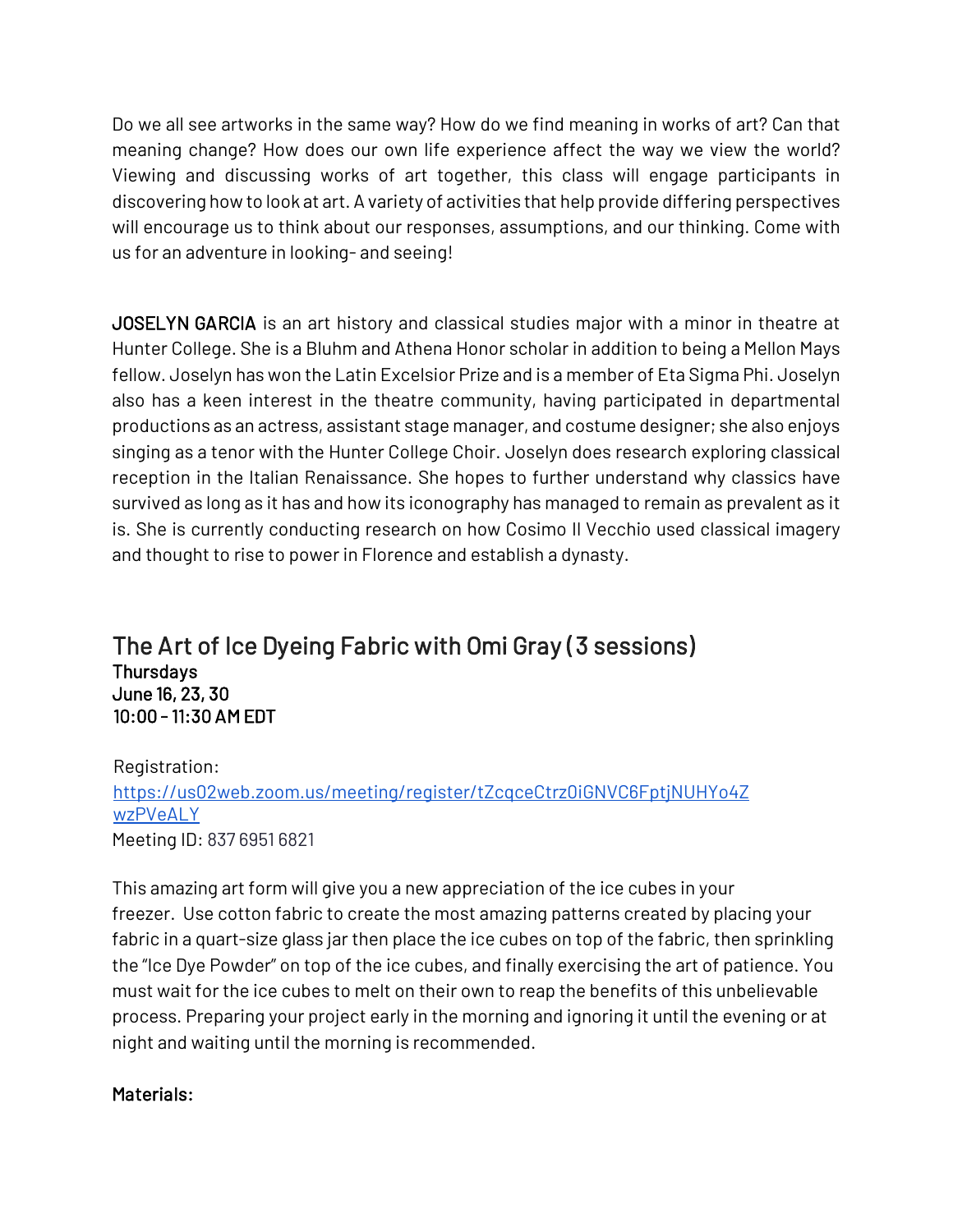Do we all see artworks in the same way? How do we find meaning in works of art? Can that meaning change? How does our own life experience affect the way we view the world? Viewing and discussing works of art together, this class will engage participants in discovering how to look at art. A variety of activities that help provide differing perspectives will encourage us to think about our responses, assumptions, and our thinking. Come with us for an adventure in looking- and seeing!

**JOSELYN GARCIA** is an art history and classical studies major with a minor in theatre at Hunter College. She is a Bluhm and Athena Honor scholar in addition to being a Mellon Mays fellow. Joselyn has won the Latin Excelsior Prize and is a member of Eta Sigma Phi. Joselyn also has a keen interest in the theatre community, having participated in departmental productions as an actress, assistant stage manager, and costume designer; she also enjoys singing as a tenor with the Hunter College Choir. Joselyn does research exploring classical reception in the Italian Renaissance. She hopes to further understand why classics have survived as long as it has and how its iconography has managed to remain as prevalent as it is. She is currently conducting research on how Cosimo Il Vecchio used classical imagery and thought to rise to power in Florence and establish a dynasty.

## The Art of Ice Dyeing Fabric with Omi Gray (3 sessions)

**Thursdays**
**June 16, 23, 30**
**10:00 – 11:30 AM EDT**

Registration:
https://us02web.zoom.us/meeting/register/tZcqceCtrz0iGNVC6FptjNUHYo4ZwzPVeALY
Meeting ID: 837 6951 6821

This amazing art form will give you a new appreciation of the ice cubes in your freezer. Use cotton fabric to create the most amazing patterns created by placing your fabric in a quart-size glass jar then place the ice cubes on top of the fabric, then sprinkling the "Ice Dye Powder" on top of the ice cubes, and finally exercising the art of patience. You must wait for the ice cubes to melt on their own to reap the benefits of this unbelievable process. Preparing your project early in the morning and ignoring it until the evening or at night and waiting until the morning is recommended.

**Materials:**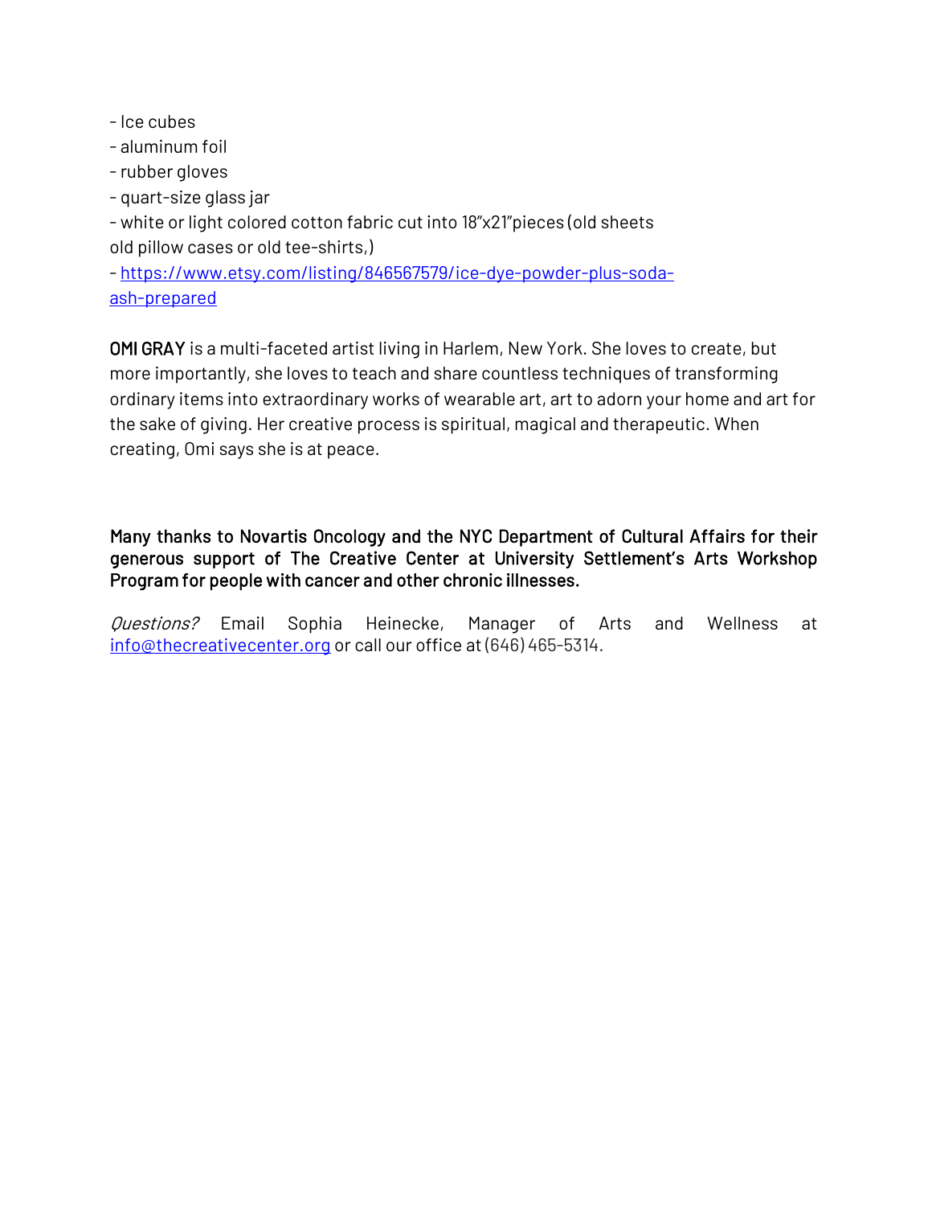- Ice cubes
- aluminum foil
- rubber gloves
- quart-size glass jar
- white or light colored cotton fabric cut into 18"x21"pieces (old sheets old pillow cases or old tee-shirts,)
- [https://www.etsy.com/listing/846567579/ice-dye-powder-plus-soda-ash-prepared](https://www.etsy.com/listing/846567579/ice-dye-powder-plus-soda-ash-prepared)

**OMI GRAY** is a multi-faceted artist living in Harlem, New York. She loves to create, but more importantly, she loves to teach and share countless techniques of transforming ordinary items into extraordinary works of wearable art, art to adorn your home and art for the sake of giving. Her creative process is spiritual, magical and therapeutic. When creating, Omi says she is at peace.

**Many thanks to Novartis Oncology and the NYC Department of Cultural Affairs for their generous support of The Creative Center at University Settlement's Arts Workshop Program for people with cancer and other chronic illnesses.**

*Questions?* Email Sophia Heinecke, Manager of Arts and Wellness at [info@thecreativecenter.org](mailto:info@thecreativecenter.org) or call our office at (646) 465-5314.